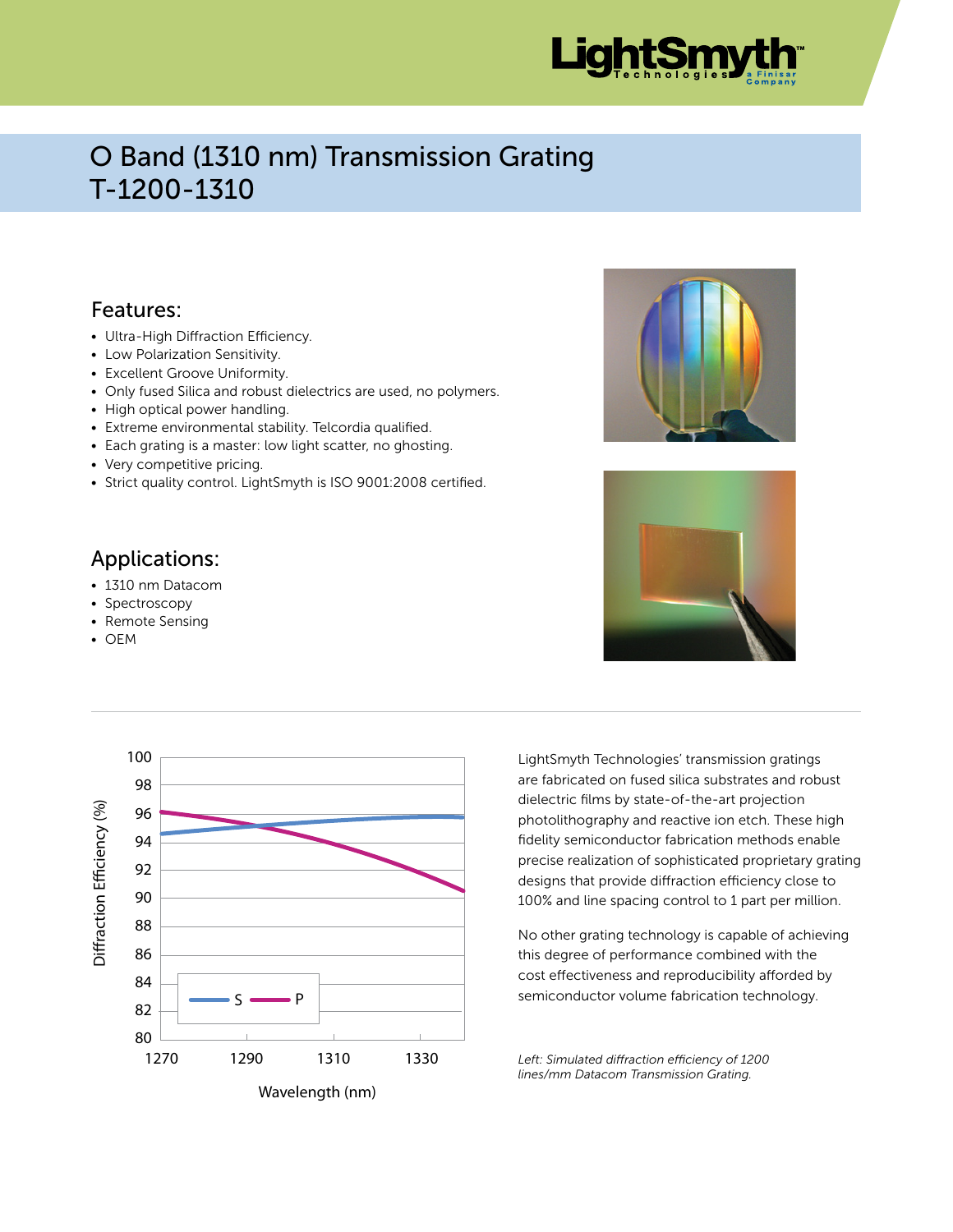# O Band (1310 nm) Transmission Grating T-1200-1310

## Features:

- Ultra-High Diffraction Efficiency.
- Low Polarization Sensitivity.
- Excellent Groove Uniformity.
- Only fused Silica and robust dielectrics are used, no polymers.
- High optical power handling.
- Extreme environmental stability. Telcordia qualified.
- Each grating is a master: low light scatter, no ghosting.
- Very competitive pricing.
- Strict quality control. LightSmyth is ISO 9001:2008 certified.

## Applications:

- 1310 nm Datacom
- Spectroscopy
- Remote Sensing
- OEM

LightSmyth Technologies' transmission gratings are fabricated on fused silica substrates and robust dielectric films by state-of-the-art projection photolithography and reactive ion etch. These high fidelity semiconductor fabrication methods enable precise realization of sophisticated proprietary grating designs that provide diffraction efficiency close to 100% and line spacing control to 1 part per million.

No other grating technology is capable of achieving this degree of performance combined with the cost effectiveness and reproducibility afforded by semiconductor volume fabrication technology.

*Left: Simulated diffraction efficiency of 1200 lines/mm Datacom Transmission Grating.*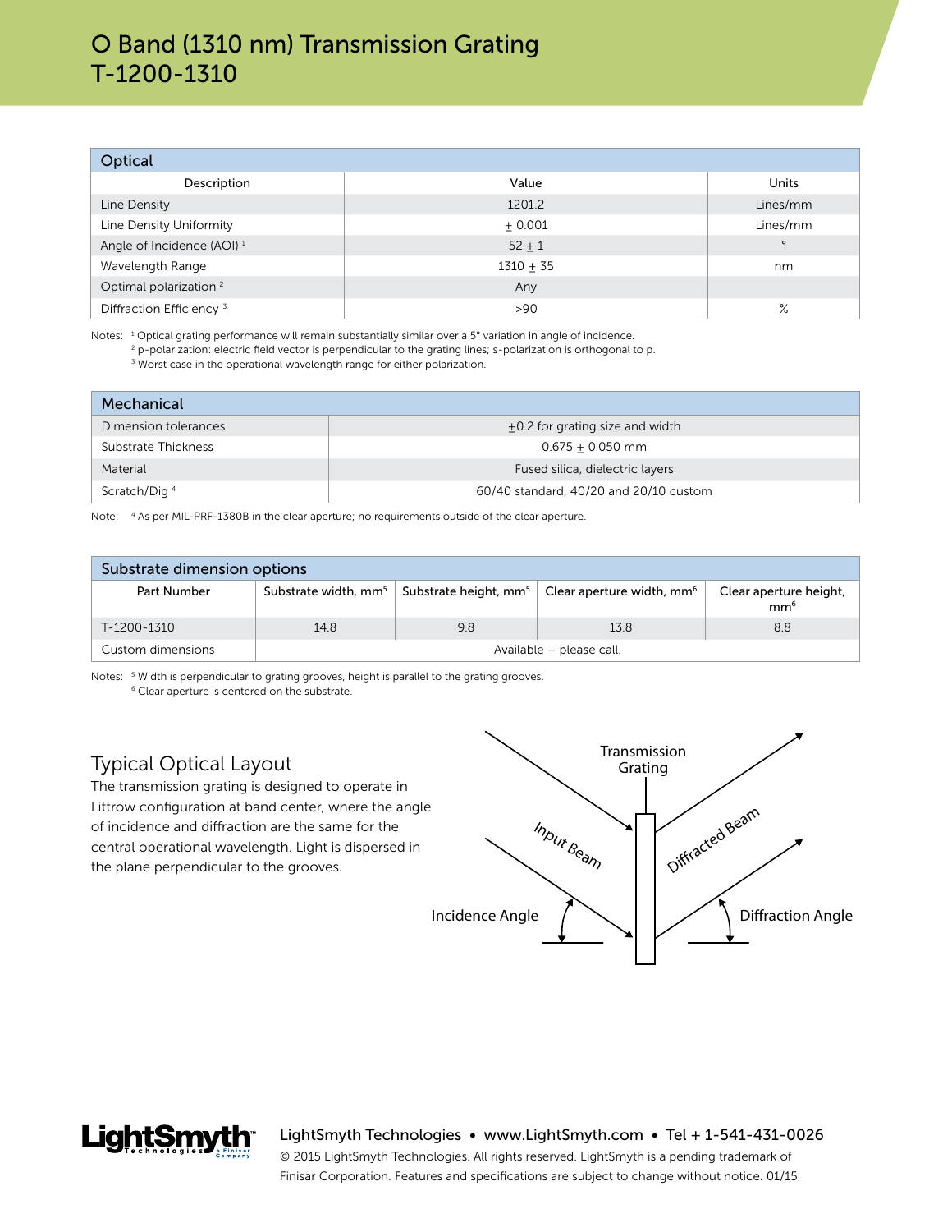# O Band (1310 nm) Transmission Grating T-1200-1310

| Optical | | |
|---|---|---|
| Description | Value | Units |
| Line Density | 1201.2 | Lines/mm |
| Line Density Uniformity | ± 0.001 | Lines/mm |
| Angle of Incidence (AOI) [1] | 52 ± 1 | ° |
| Wavelength Range | 1310 ± 35 | nm |
| Optimal polarization [2] | Any | |
| Diffraction Efficiency [3] | >90 | % |

Notes: [1] Optical grating performance will remain substantially similar over a 5° variation in angle of incidence.
[2] p-polarization: electric field vector is perpendicular to the grating lines; s-polarization is orthogonal to p.
[3] Worst case in the operational wavelength range for either polarization.

| Mechanical | |
|---|---|
| Dimension tolerances | ±0.2 for grating size and width |
| Substrate Thickness | 0.675 ± 0.050 mm |
| Material | Fused silica, dielectric layers |
| Scratch/Dig [4] | 60/40 standard, 40/20 and 20/10 custom |

Note: [4] As per MIL-PRF-13830B in the clear aperture; no requirements outside of the clear aperture.

| Substrate dimension options | | | | |
|---|---|---|---|---|
| Part Number | Substrate width, mm[5] | Substrate height, mm[5] | Clear aperture width, mm[6] | Clear aperture height, mm[6] |
| T-1200-1310 | 14.8 | 9.8 | 13.8 | 8.8 |
| Custom dimensions | Available – please call. | | | |

Notes: [5] Width is perpendicular to grating grooves, height is parallel to the grating grooves.
[6] Clear aperture is centered on the substrate.

## Typical Optical Layout

The transmission grating is designed to operate in Littrow configuration at band center, where the angle of incidence and diffraction are the same for the central operational wavelength. Light is dispersed in the plane perpendicular to the grooves.

Transmission Grating

Input Beam

Diffracted Beam

Incidence Angle

Diffraction Angle

LightSmyth Technologies • www.LightSmyth.com • Tel + 1-541-431-0026

© 2015 LightSmyth Technologies. All rights reserved. LightSmyth is a pending trademark of Finisar Corporation. Features and specifications are subject to change without notice. 01/15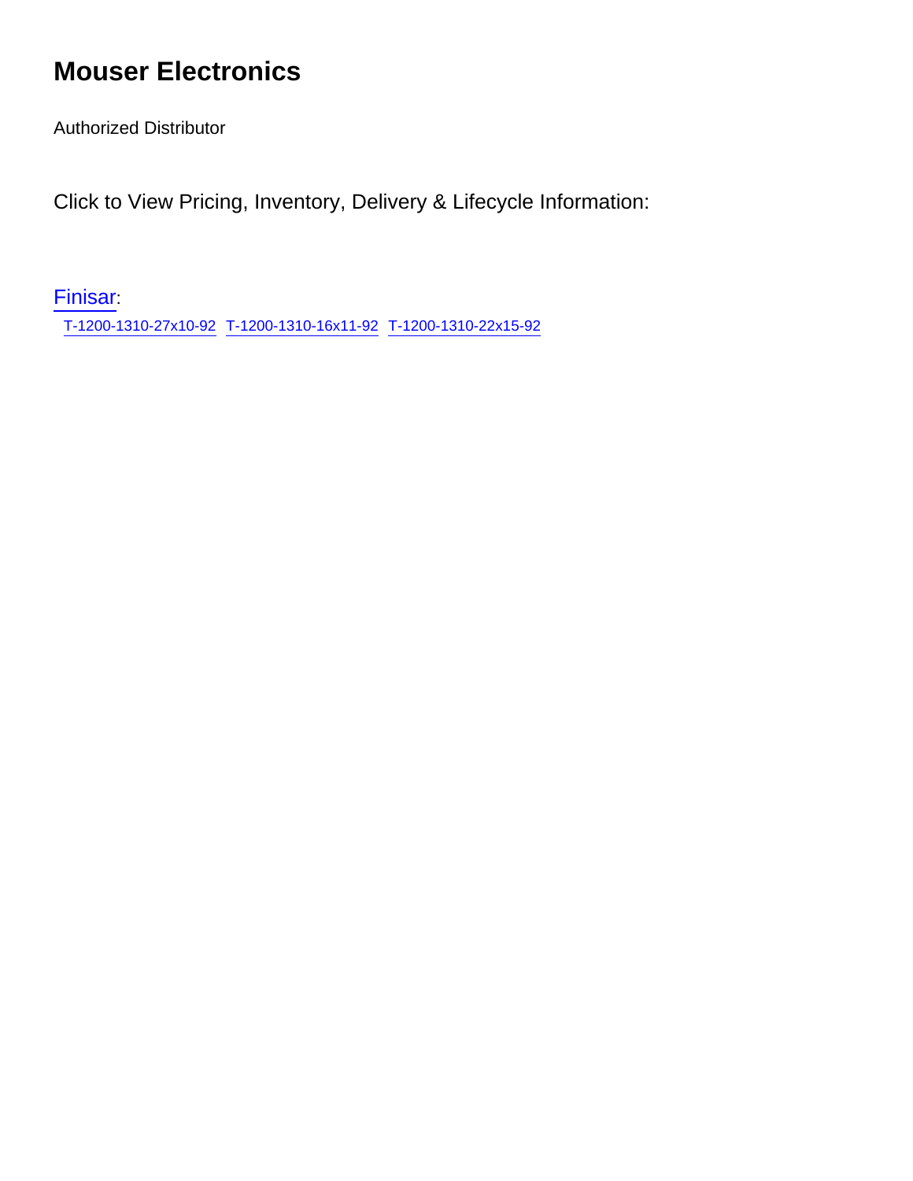# Mouser Electronics

Authorized Distributor

Click to View Pricing, Inventory, Delivery & Lifecycle Information:

Finisar:

T-1200-1310-27x10-92 T-1200-1310-16x11-92 T-1200-1310-22x15-92